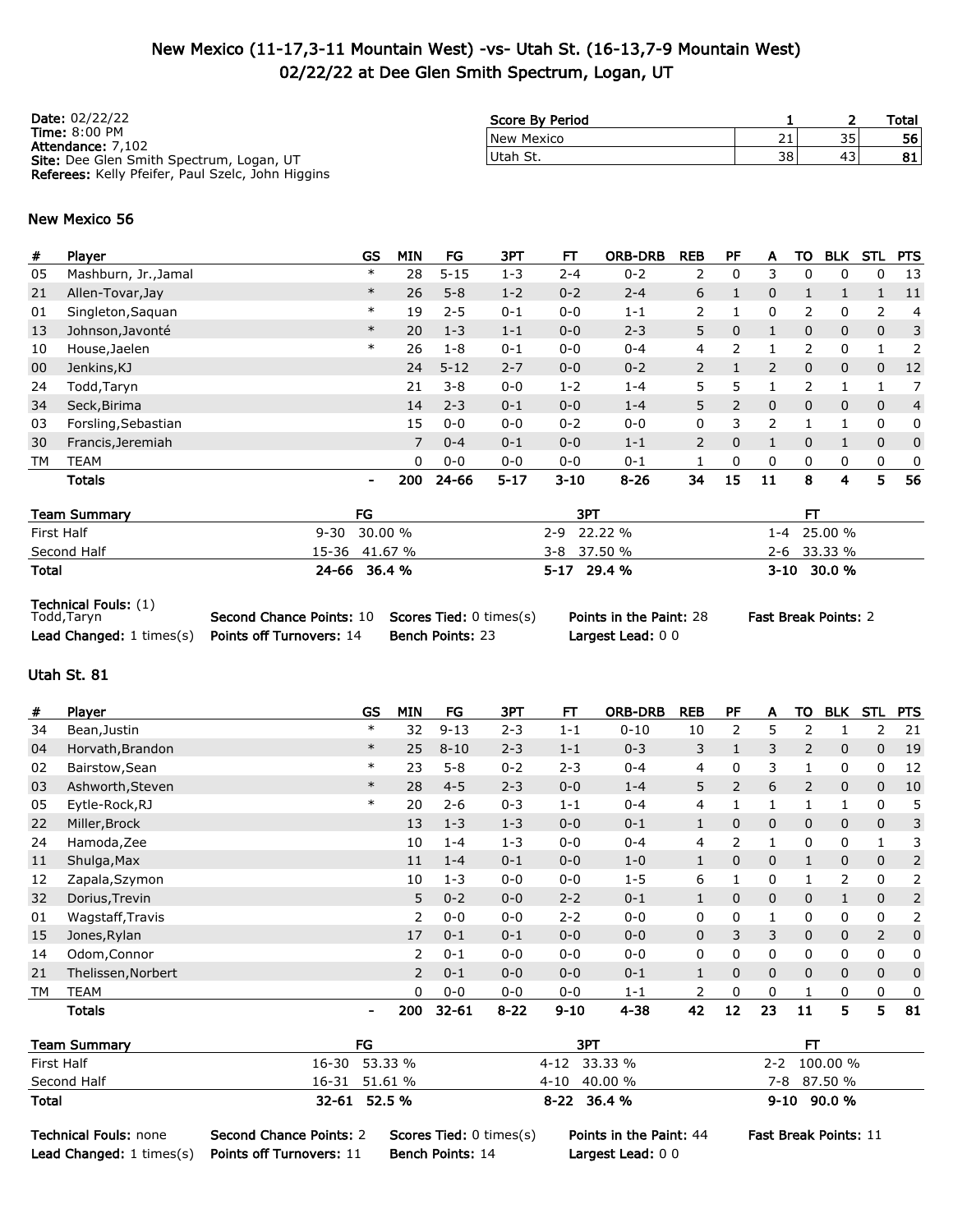# New Mexico (11-17,3-11 Mountain West) -vs- Utah St. (16-13,7-9 Mountain West)
## 02/22/22 at Dee Glen Smith Spectrum, Logan, UT

**Date:** 02/22/22
**Time:** 8:00 PM
**Attendance:** 7,102
**Site:** Dee Glen Smith Spectrum, Logan, UT
**Referees:** Kelly Pfeifer, Paul Szelc, John Higgins

| Score By Period | 1 | 2 | Total |
|---|---|---|---|
| New Mexico | 21 | 35 | 56 |
| Utah St. | 38 | 43 | 81 |

### New Mexico 56

| # | Player | GS | MIN | FG | 3PT | FT | ORB-DRB | REB | PF | A | TO | BLK | STL | PTS |
|---|---|---|---|---|---|---|---|---|---|---|---|---|---|---|
| 05 | Mashburn, Jr.,Jamal | * | 28 | 5-15 | 1-3 | 2-4 | 0-2 | 2 | 0 | 3 | 0 | 0 | 0 | 13 |
| 21 | Allen-Tovar,Jay | * | 26 | 5-8 | 1-2 | 0-2 | 2-4 | 6 | 1 | 0 | 1 | 1 | 1 | 11 |
| 01 | Singleton,Saquan | * | 19 | 2-5 | 0-1 | 0-0 | 1-1 | 2 | 1 | 0 | 2 | 0 | 2 | 4 |
| 13 | Johnson,Javonté | * | 20 | 1-3 | 1-1 | 0-0 | 2-3 | 5 | 0 | 1 | 0 | 0 | 0 | 3 |
| 10 | House,Jaelen | * | 26 | 1-8 | 0-1 | 0-0 | 0-4 | 4 | 2 | 1 | 2 | 0 | 1 | 2 |
| 00 | Jenkins,KJ | | 24 | 5-12 | 2-7 | 0-0 | 0-2 | 2 | 1 | 2 | 0 | 0 | 0 | 12 |
| 24 | Todd,Taryn | | 21 | 3-8 | 0-0 | 1-2 | 1-4 | 5 | 5 | 1 | 2 | 1 | 1 | 7 |
| 34 | Seck,Birima | | 14 | 2-3 | 0-1 | 0-0 | 1-4 | 5 | 2 | 0 | 0 | 0 | 0 | 4 |
| 03 | Forsling,Sebastian | | 15 | 0-0 | 0-0 | 0-2 | 0-0 | 0 | 3 | 2 | 1 | 1 | 0 | 0 |
| 30 | Francis,Jeremiah | | 7 | 0-4 | 0-1 | 0-0 | 1-1 | 2 | 0 | 1 | 0 | 1 | 0 | 0 |
| TM | TEAM | | 0 | 0-0 | 0-0 | 0-0 | 0-1 | 1 | 0 | 0 | 0 | 0 | 0 | 0 |
| | **Totals** | - | **200** | **24-66** | **5-17** | **3-10** | **8-26** | **34** | **15** | **11** | **8** | **4** | **5** | **56** |

| Team Summary | FG | 3PT | FT |
|---|---|---|---|
| First Half | 9-30 30.00 % | 2-9 22.22 % | 1-4 25.00 % |
| Second Half | 15-36 41.67 % | 3-8 37.50 % | 2-6 33.33 % |
| **Total** | **24-66 36.4 %** | **5-17 29.4 %** | **3-10 30.0 %** |

**Technical Fouls:** (1) Todd,Taryn
**Second Chance Points:** 10
**Scores Tied:** 0 times(s)
**Points in the Paint:** 28
**Fast Break Points:** 2
**Lead Changed:** 1 times(s)
**Points off Turnovers:** 14
**Bench Points:** 23
**Largest Lead:** 0 0

### Utah St. 81

| # | Player | GS | MIN | FG | 3PT | FT | ORB-DRB | REB | PF | A | TO | BLK | STL | PTS |
|---|---|---|---|---|---|---|---|---|---|---|---|---|---|---|
| 34 | Bean,Justin | * | 32 | 9-13 | 2-3 | 1-1 | 0-10 | 10 | 2 | 5 | 2 | 1 | 2 | 21 |
| 04 | Horvath,Brandon | * | 25 | 8-10 | 2-3 | 1-1 | 0-3 | 3 | 1 | 3 | 2 | 0 | 0 | 19 |
| 02 | Bairstow,Sean | * | 23 | 5-8 | 0-2 | 2-3 | 0-4 | 4 | 0 | 3 | 1 | 0 | 0 | 12 |
| 03 | Ashworth,Steven | * | 28 | 4-5 | 2-3 | 0-0 | 1-4 | 5 | 2 | 6 | 2 | 0 | 0 | 10 |
| 05 | Eytle-Rock,RJ | * | 20 | 2-6 | 0-3 | 1-1 | 0-4 | 4 | 1 | 1 | 1 | 1 | 0 | 5 |
| 22 | Miller,Brock | | 13 | 1-3 | 1-3 | 0-0 | 0-1 | 1 | 0 | 0 | 0 | 0 | 0 | 3 |
| 24 | Hamoda,Zee | | 10 | 1-4 | 1-3 | 0-0 | 0-4 | 4 | 2 | 1 | 0 | 0 | 1 | 3 |
| 11 | Shulga,Max | | 11 | 1-4 | 0-1 | 0-0 | 1-0 | 1 | 0 | 0 | 1 | 0 | 0 | 2 |
| 12 | Zapala,Szymon | | 10 | 1-3 | 0-0 | 0-0 | 1-5 | 6 | 1 | 0 | 1 | 2 | 0 | 2 |
| 32 | Dorius,Trevin | | 5 | 0-2 | 0-0 | 2-2 | 0-1 | 1 | 0 | 0 | 0 | 1 | 0 | 2 |
| 01 | Wagstaff,Travis | | 2 | 0-0 | 0-0 | 2-2 | 0-0 | 0 | 0 | 1 | 0 | 0 | 0 | 2 |
| 15 | Jones,Rylan | | 17 | 0-1 | 0-1 | 0-0 | 0-0 | 0 | 3 | 3 | 0 | 0 | 2 | 0 |
| 14 | Odom,Connor | | 2 | 0-1 | 0-0 | 0-0 | 0-0 | 0 | 0 | 0 | 0 | 0 | 0 | 0 |
| 21 | Thelissen,Norbert | | 2 | 0-1 | 0-0 | 0-0 | 0-1 | 1 | 0 | 0 | 0 | 0 | 0 | 0 |
| TM | TEAM | | 0 | 0-0 | 0-0 | 0-0 | 1-1 | 2 | 0 | 0 | 1 | 0 | 0 | 0 |
| | **Totals** | - | **200** | **32-61** | **8-22** | **9-10** | **4-38** | **42** | **12** | **23** | **11** | **5** | **5** | **81** |

| Team Summary | FG | 3PT | FT |
|---|---|---|---|
| First Half | 16-30 53.33 % | 4-12 33.33 % | 2-2 100.00 % |
| Second Half | 16-31 51.61 % | 4-10 40.00 % | 7-8 87.50 % |
| **Total** | **32-61 52.5 %** | **8-22 36.4 %** | **9-10 90.0 %** |

**Technical Fouls:** none
**Second Chance Points:** 2
**Scores Tied:** 0 times(s)
**Points in the Paint:** 44
**Fast Break Points:** 11
**Lead Changed:** 1 times(s)
**Points off Turnovers:** 11
**Bench Points:** 14
**Largest Lead:** 0 0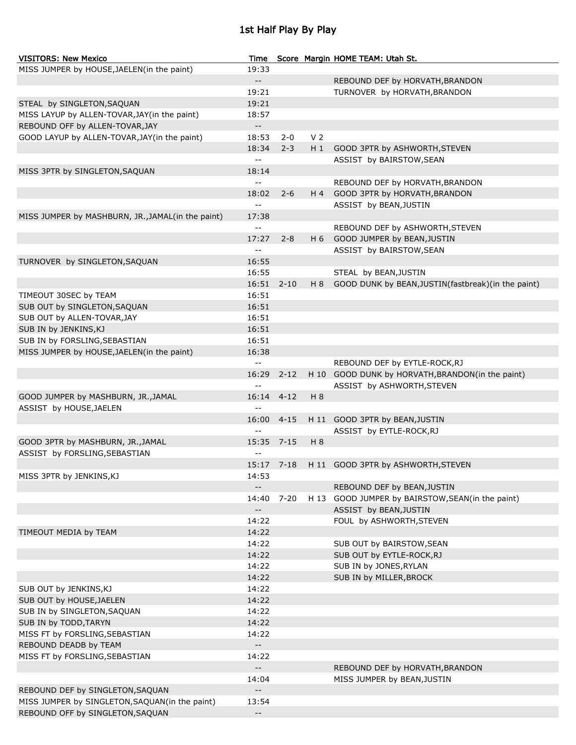# 1st Half Play By Play

| VISITORS: New Mexico | Time | Score | Margin | HOME TEAM: Utah St. |
|---|---|---|---|---|
| MISS JUMPER by HOUSE,JAELEN(in the paint) | 19:33 | | | |
| | -- | | | REBOUND DEF by HORVATH,BRANDON |
| | 19:21 | | | TURNOVER by HORVATH,BRANDON |
| STEAL by SINGLETON,SAQUAN | 19:21 | | | |
| MISS LAYUP by ALLEN-TOVAR,JAY(in the paint) | 18:57 | | | |
| REBOUND OFF by ALLEN-TOVAR,JAY | -- | | | |
| GOOD LAYUP by ALLEN-TOVAR,JAY(in the paint) | 18:53 | 2-0 | V 2 | |
| | 18:34 | 2-3 | H 1 | GOOD 3PTR by ASHWORTH,STEVEN |
| | -- | | | ASSIST by BAIRSTOW,SEAN |
| MISS 3PTR by SINGLETON,SAQUAN | 18:14 | | | |
| | -- | | | REBOUND DEF by HORVATH,BRANDON |
| | 18:02 | 2-6 | H 4 | GOOD 3PTR by HORVATH,BRANDON |
| | -- | | | ASSIST by BEAN,JUSTIN |
| MISS JUMPER by MASHBURN, JR.,JAMAL(in the paint) | 17:38 | | | |
| | -- | | | REBOUND DEF by ASHWORTH,STEVEN |
| | 17:27 | 2-8 | H 6 | GOOD JUMPER by BEAN,JUSTIN |
| | -- | | | ASSIST by BAIRSTOW,SEAN |
| TURNOVER by SINGLETON,SAQUAN | 16:55 | | | |
| | 16:55 | | | STEAL by BEAN,JUSTIN |
| | 16:51 | 2-10 | H 8 | GOOD DUNK by BEAN,JUSTIN(fastbreak)(in the paint) |
| TIMEOUT 30SEC by TEAM | 16:51 | | | |
| SUB OUT by SINGLETON,SAQUAN | 16:51 | | | |
| SUB OUT by ALLEN-TOVAR,JAY | 16:51 | | | |
| SUB IN by JENKINS,KJ | 16:51 | | | |
| SUB IN by FORSLING,SEBASTIAN | 16:51 | | | |
| MISS JUMPER by HOUSE,JAELEN(in the paint) | 16:38 | | | |
| | -- | | | REBOUND DEF by EYTLE-ROCK,RJ |
| | 16:29 | 2-12 | H 10 | GOOD DUNK by HORVATH,BRANDON(in the paint) |
| | -- | | | ASSIST by ASHWORTH,STEVEN |
| GOOD JUMPER by MASHBURN, JR.,JAMAL | 16:14 | 4-12 | H 8 | |
| ASSIST by HOUSE,JAELEN | -- | | | |
| | 16:00 | 4-15 | H 11 | GOOD 3PTR by BEAN,JUSTIN |
| | -- | | | ASSIST by EYTLE-ROCK,RJ |
| GOOD 3PTR by MASHBURN, JR.,JAMAL | 15:35 | 7-15 | H 8 | |
| ASSIST by FORSLING,SEBASTIAN | -- | | | |
| | 15:17 | 7-18 | H 11 | GOOD 3PTR by ASHWORTH,STEVEN |
| MISS 3PTR by JENKINS,KJ | 14:53 | | | |
| | -- | | | REBOUND DEF by BEAN,JUSTIN |
| | 14:40 | 7-20 | H 13 | GOOD JUMPER by BAIRSTOW,SEAN(in the paint) |
| | -- | | | ASSIST by BEAN,JUSTIN |
| | 14:22 | | | FOUL by ASHWORTH,STEVEN |
| TIMEOUT MEDIA by TEAM | 14:22 | | | |
| | 14:22 | | | SUB OUT by BAIRSTOW,SEAN |
| | 14:22 | | | SUB OUT by EYTLE-ROCK,RJ |
| | 14:22 | | | SUB IN by JONES,RYLAN |
| | 14:22 | | | SUB IN by MILLER,BROCK |
| SUB OUT by JENKINS,KJ | 14:22 | | | |
| SUB OUT by HOUSE,JAELEN | 14:22 | | | |
| SUB IN by SINGLETON,SAQUAN | 14:22 | | | |
| SUB IN by TODD,TARYN | 14:22 | | | |
| MISS FT by FORSLING,SEBASTIAN | 14:22 | | | |
| REBOUND DEADB by TEAM | -- | | | |
| MISS FT by FORSLING,SEBASTIAN | 14:22 | | | |
| | -- | | | REBOUND DEF by HORVATH,BRANDON |
| | 14:04 | | | MISS JUMPER by BEAN,JUSTIN |
| REBOUND DEF by SINGLETON,SAQUAN | -- | | | |
| MISS JUMPER by SINGLETON,SAQUAN(in the paint) | 13:54 | | | |
| REBOUND OFF by SINGLETON,SAQUAN | -- | | | |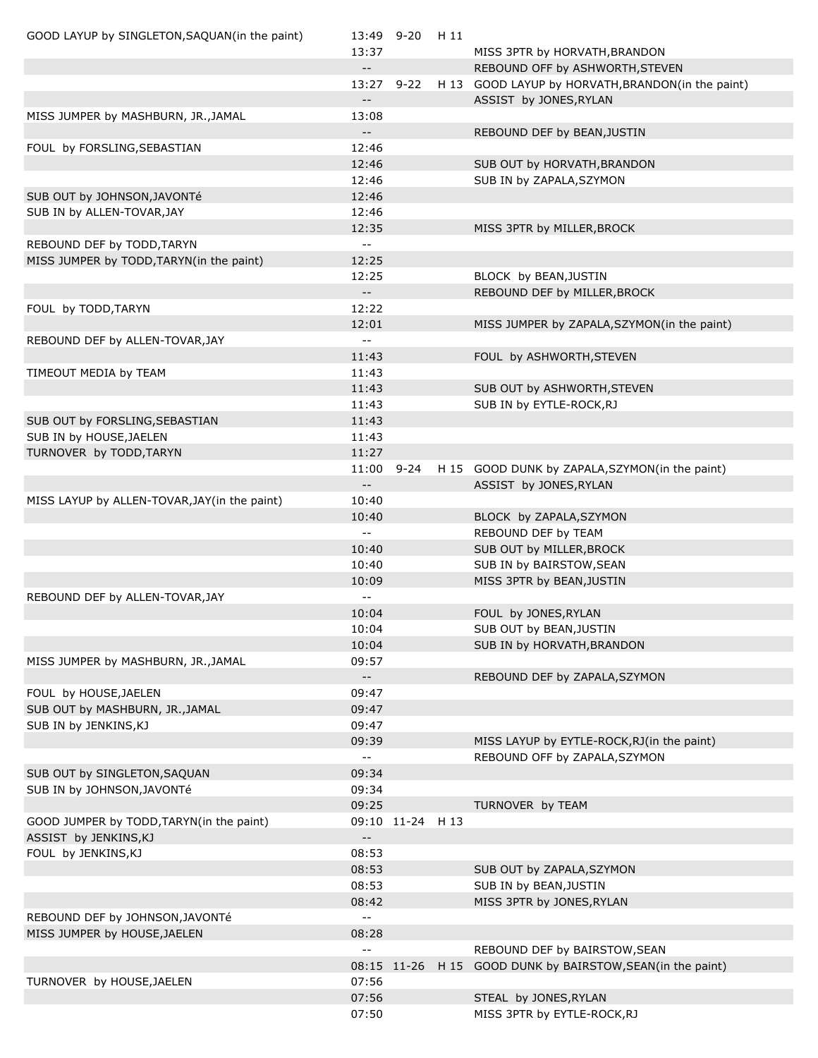| Away | Time | Score | Margin | Home |
|---|---|---|---|---|
| GOOD LAYUP by SINGLETON,SAQUAN(in the paint) | 13:49 | 9-20 | H 11 | |
| | 13:37 | | | MISS 3PTR by HORVATH,BRANDON |
| | -- | | | REBOUND OFF by ASHWORTH,STEVEN |
| | 13:27 | 9-22 | H 13 | GOOD LAYUP by HORVATH,BRANDON(in the paint) |
| | -- | | | ASSIST by JONES,RYLAN |
| MISS JUMPER by MASHBURN, JR.,JAMAL | 13:08 | | | |
| | -- | | | REBOUND DEF by BEAN,JUSTIN |
| FOUL by FORSLING,SEBASTIAN | 12:46 | | | |
| | 12:46 | | | SUB OUT by HORVATH,BRANDON |
| | 12:46 | | | SUB IN by ZAPALA,SZYMON |
| SUB OUT by JOHNSON,JAVONTé | 12:46 | | | |
| SUB IN by ALLEN-TOVAR,JAY | 12:46 | | | |
| | 12:35 | | | MISS 3PTR by MILLER,BROCK |
| REBOUND DEF by TODD,TARYN | -- | | | |
| MISS JUMPER by TODD,TARYN(in the paint) | 12:25 | | | |
| | 12:25 | | | BLOCK by BEAN,JUSTIN |
| | -- | | | REBOUND DEF by MILLER,BROCK |
| FOUL by TODD,TARYN | 12:22 | | | |
| | 12:01 | | | MISS JUMPER by ZAPALA,SZYMON(in the paint) |
| REBOUND DEF by ALLEN-TOVAR,JAY | -- | | | |
| | 11:43 | | | FOUL by ASHWORTH,STEVEN |
| TIMEOUT MEDIA by TEAM | 11:43 | | | |
| | 11:43 | | | SUB OUT by ASHWORTH,STEVEN |
| | 11:43 | | | SUB IN by EYTLE-ROCK,RJ |
| SUB OUT by FORSLING,SEBASTIAN | 11:43 | | | |
| SUB IN by HOUSE,JAELEN | 11:43 | | | |
| TURNOVER by TODD,TARYN | 11:27 | | | |
| | 11:00 | 9-24 | H 15 | GOOD DUNK by ZAPALA,SZYMON(in the paint) |
| | -- | | | ASSIST by JONES,RYLAN |
| MISS LAYUP by ALLEN-TOVAR,JAY(in the paint) | 10:40 | | | |
| | 10:40 | | | BLOCK by ZAPALA,SZYMON |
| | -- | | | REBOUND DEF by TEAM |
| | 10:40 | | | SUB OUT by MILLER,BROCK |
| | 10:40 | | | SUB IN by BAIRSTOW,SEAN |
| | 10:09 | | | MISS 3PTR by BEAN,JUSTIN |
| REBOUND DEF by ALLEN-TOVAR,JAY | -- | | | |
| | 10:04 | | | FOUL by JONES,RYLAN |
| | 10:04 | | | SUB OUT by BEAN,JUSTIN |
| | 10:04 | | | SUB IN by HORVATH,BRANDON |
| MISS JUMPER by MASHBURN, JR.,JAMAL | 09:57 | | | |
| | -- | | | REBOUND DEF by ZAPALA,SZYMON |
| FOUL by HOUSE,JAELEN | 09:47 | | | |
| SUB OUT by MASHBURN, JR.,JAMAL | 09:47 | | | |
| SUB IN by JENKINS,KJ | 09:47 | | | |
| | 09:39 | | | MISS LAYUP by EYTLE-ROCK,RJ(in the paint) |
| | -- | | | REBOUND OFF by ZAPALA,SZYMON |
| SUB OUT by SINGLETON,SAQUAN | 09:34 | | | |
| SUB IN by JOHNSON,JAVONTé | 09:34 | | | |
| | 09:25 | | | TURNOVER by TEAM |
| GOOD JUMPER by TODD,TARYN(in the paint) | 09:10 | 11-24 | H 13 | |
| ASSIST by JENKINS,KJ | -- | | | |
| FOUL by JENKINS,KJ | 08:53 | | | |
| | 08:53 | | | SUB OUT by ZAPALA,SZYMON |
| | 08:53 | | | SUB IN by BEAN,JUSTIN |
| | 08:42 | | | MISS 3PTR by JONES,RYLAN |
| REBOUND DEF by JOHNSON,JAVONTé | -- | | | |
| MISS JUMPER by HOUSE,JAELEN | 08:28 | | | |
| | -- | | | REBOUND DEF by BAIRSTOW,SEAN |
| | 08:15 | 11-26 | H 15 | GOOD DUNK by BAIRSTOW,SEAN(in the paint) |
| TURNOVER by HOUSE,JAELEN | 07:56 | | | |
| | 07:56 | | | STEAL by JONES,RYLAN |
| | 07:50 | | | MISS 3PTR by EYTLE-ROCK,RJ |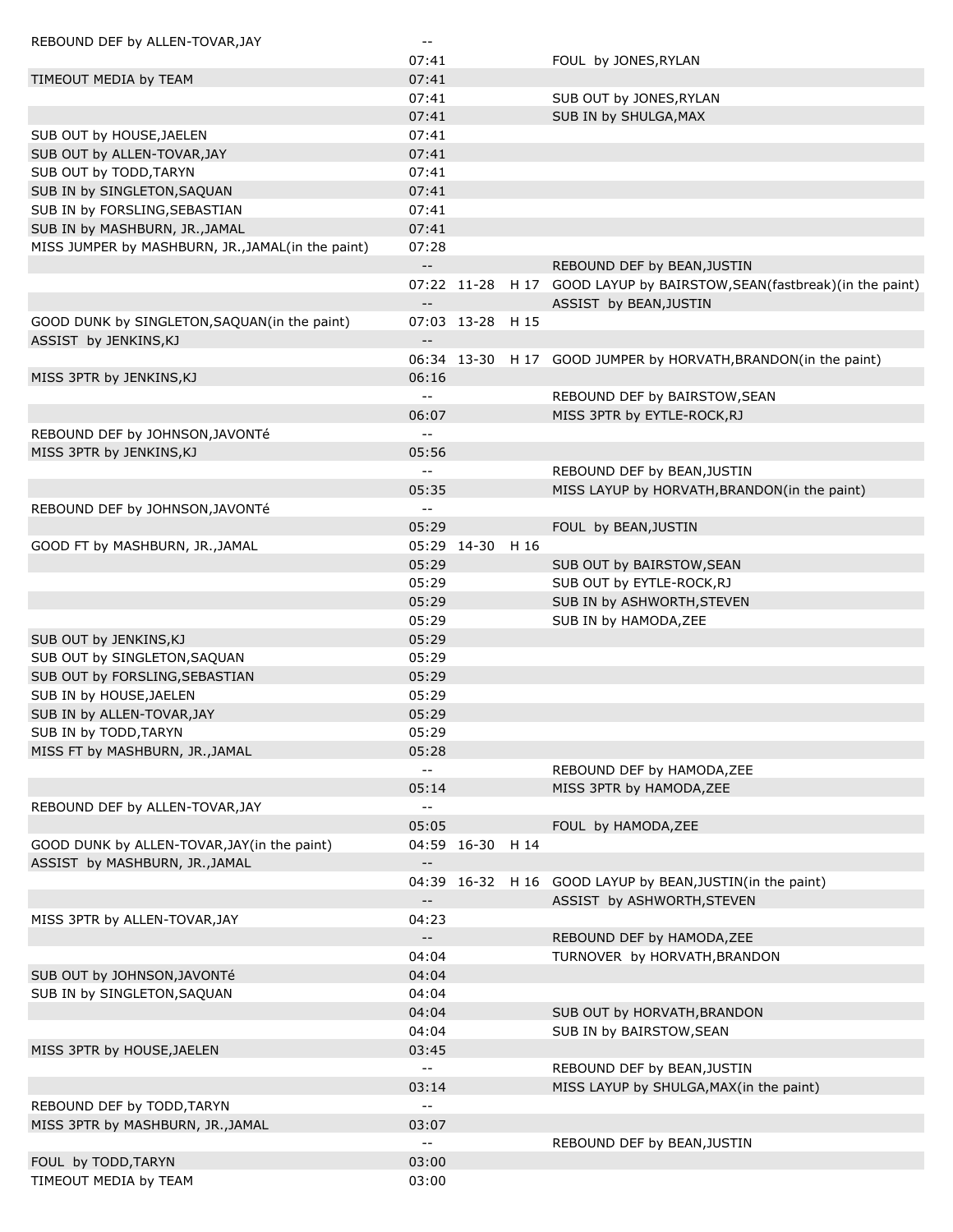| | | | | |
|---|---|---|---|---|
| REBOUND DEF by ALLEN-TOVAR,JAY | -- | | | |
| | 07:41 | | | FOUL by JONES,RYLAN |
| TIMEOUT MEDIA by TEAM | 07:41 | | | |
| | 07:41 | | | SUB OUT by JONES,RYLAN |
| | 07:41 | | | SUB IN by SHULGA,MAX |
| SUB OUT by HOUSE,JAELEN | 07:41 | | | |
| SUB OUT by ALLEN-TOVAR,JAY | 07:41 | | | |
| SUB OUT by TODD,TARYN | 07:41 | | | |
| SUB IN by SINGLETON,SAQUAN | 07:41 | | | |
| SUB IN by FORSLING,SEBASTIAN | 07:41 | | | |
| SUB IN by MASHBURN, JR.,JAMAL | 07:41 | | | |
| MISS JUMPER by MASHBURN, JR.,JAMAL(in the paint) | 07:28 | | | |
| | -- | | | REBOUND DEF by BEAN,JUSTIN |
| | 07:22 | 11-28 | H 17 | GOOD LAYUP by BAIRSTOW,SEAN(fastbreak)(in the paint) |
| | -- | | | ASSIST by BEAN,JUSTIN |
| GOOD DUNK by SINGLETON,SAQUAN(in the paint) | 07:03 | 13-28 | H 15 | |
| ASSIST by JENKINS,KJ | -- | | | |
| | 06:34 | 13-30 | H 17 | GOOD JUMPER by HORVATH,BRANDON(in the paint) |
| MISS 3PTR by JENKINS,KJ | 06:16 | | | |
| | -- | | | REBOUND DEF by BAIRSTOW,SEAN |
| | 06:07 | | | MISS 3PTR by EYTLE-ROCK,RJ |
| REBOUND DEF by JOHNSON,JAVONTé | -- | | | |
| MISS 3PTR by JENKINS,KJ | 05:56 | | | |
| | -- | | | REBOUND DEF by BEAN,JUSTIN |
| | 05:35 | | | MISS LAYUP by HORVATH,BRANDON(in the paint) |
| REBOUND DEF by JOHNSON,JAVONTé | -- | | | |
| | 05:29 | | | FOUL by BEAN,JUSTIN |
| GOOD FT by MASHBURN, JR.,JAMAL | 05:29 | 14-30 | H 16 | |
| | 05:29 | | | SUB OUT by BAIRSTOW,SEAN |
| | 05:29 | | | SUB OUT by EYTLE-ROCK,RJ |
| | 05:29 | | | SUB IN by ASHWORTH,STEVEN |
| | 05:29 | | | SUB IN by HAMODA,ZEE |
| SUB OUT by JENKINS,KJ | 05:29 | | | |
| SUB OUT by SINGLETON,SAQUAN | 05:29 | | | |
| SUB OUT by FORSLING,SEBASTIAN | 05:29 | | | |
| SUB IN by HOUSE,JAELEN | 05:29 | | | |
| SUB IN by ALLEN-TOVAR,JAY | 05:29 | | | |
| SUB IN by TODD,TARYN | 05:29 | | | |
| MISS FT by MASHBURN, JR.,JAMAL | 05:28 | | | |
| | -- | | | REBOUND DEF by HAMODA,ZEE |
| | 05:14 | | | MISS 3PTR by HAMODA,ZEE |
| REBOUND DEF by ALLEN-TOVAR,JAY | -- | | | |
| | 05:05 | | | FOUL by HAMODA,ZEE |
| GOOD DUNK by ALLEN-TOVAR,JAY(in the paint) | 04:59 | 16-30 | H 14 | |
| ASSIST by MASHBURN, JR.,JAMAL | -- | | | |
| | 04:39 | 16-32 | H 16 | GOOD LAYUP by BEAN,JUSTIN(in the paint) |
| | -- | | | ASSIST by ASHWORTH,STEVEN |
| MISS 3PTR by ALLEN-TOVAR,JAY | 04:23 | | | |
| | -- | | | REBOUND DEF by HAMODA,ZEE |
| | 04:04 | | | TURNOVER by HORVATH,BRANDON |
| SUB OUT by JOHNSON,JAVONTé | 04:04 | | | |
| SUB IN by SINGLETON,SAQUAN | 04:04 | | | |
| | 04:04 | | | SUB OUT by HORVATH,BRANDON |
| | 04:04 | | | SUB IN by BAIRSTOW,SEAN |
| MISS 3PTR by HOUSE,JAELEN | 03:45 | | | |
| | -- | | | REBOUND DEF by BEAN,JUSTIN |
| | 03:14 | | | MISS LAYUP by SHULGA,MAX(in the paint) |
| REBOUND DEF by TODD,TARYN | -- | | | |
| MISS 3PTR by MASHBURN, JR.,JAMAL | 03:07 | | | |
| | -- | | | REBOUND DEF by BEAN,JUSTIN |
| FOUL by TODD,TARYN | 03:00 | | | |
| TIMEOUT MEDIA by TEAM | 03:00 | | | |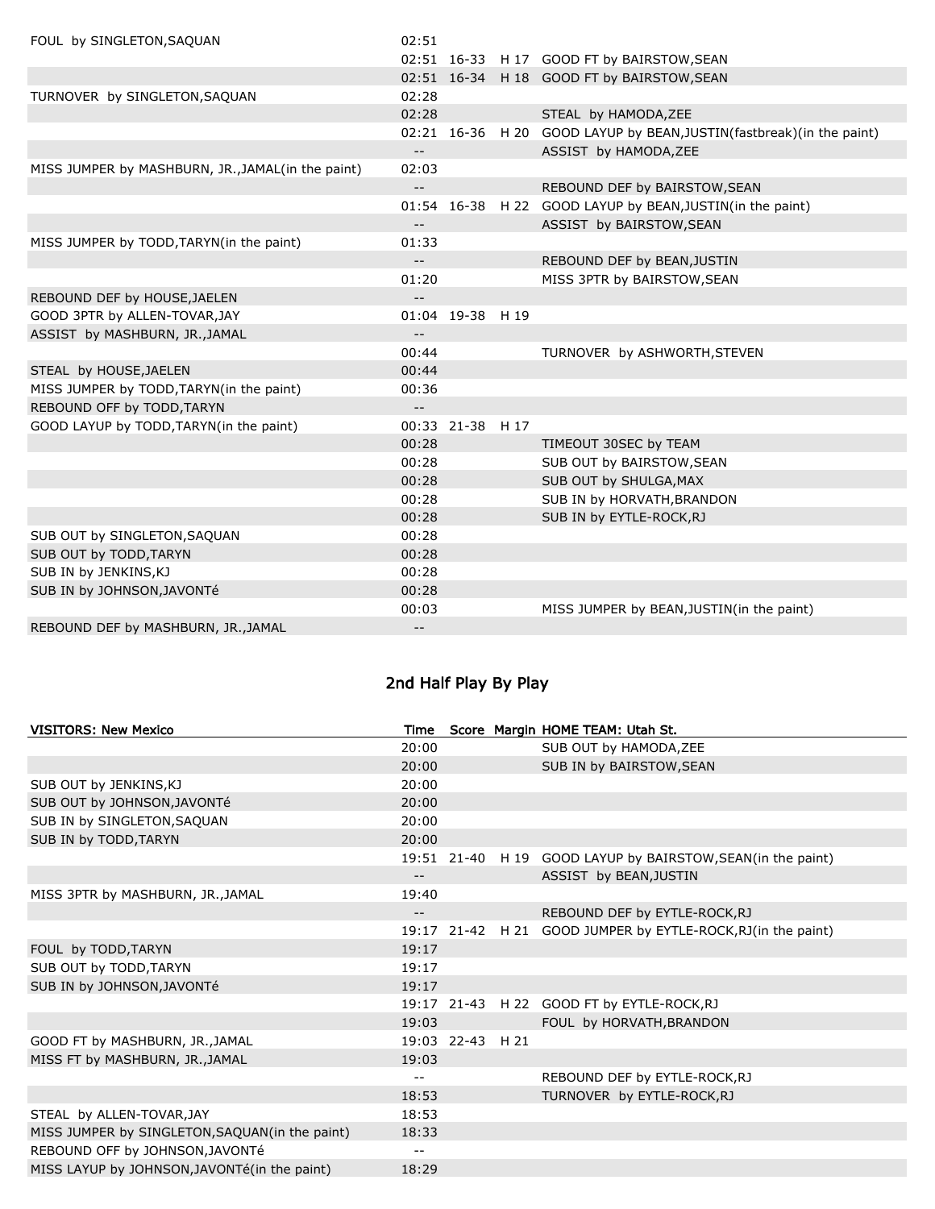| | | | | |
|---|---|---|---|---|
| FOUL by SINGLETON,SAQUAN | 02:51 | | | |
| | 02:51 | 16-33 | H 17 | GOOD FT by BAIRSTOW,SEAN |
| | 02:51 | 16-34 | H 18 | GOOD FT by BAIRSTOW,SEAN |
| TURNOVER by SINGLETON,SAQUAN | 02:28 | | | |
| | 02:28 | | | STEAL by HAMODA,ZEE |
| | 02:21 | 16-36 | H 20 | GOOD LAYUP by BEAN,JUSTIN(fastbreak)(in the paint) |
| | -- | | | ASSIST by HAMODA,ZEE |
| MISS JUMPER by MASHBURN, JR.,JAMAL(in the paint) | 02:03 | | | |
| | -- | | | REBOUND DEF by BAIRSTOW,SEAN |
| | 01:54 | 16-38 | H 22 | GOOD LAYUP by BEAN,JUSTIN(in the paint) |
| | -- | | | ASSIST by BAIRSTOW,SEAN |
| MISS JUMPER by TODD,TARYN(in the paint) | 01:33 | | | |
| | -- | | | REBOUND DEF by BEAN,JUSTIN |
| | 01:20 | | | MISS 3PTR by BAIRSTOW,SEAN |
| REBOUND DEF by HOUSE,JAELEN | -- | | | |
| GOOD 3PTR by ALLEN-TOVAR,JAY | 01:04 | 19-38 | H 19 | |
| ASSIST by MASHBURN, JR.,JAMAL | -- | | | |
| | 00:44 | | | TURNOVER by ASHWORTH,STEVEN |
| STEAL by HOUSE,JAELEN | 00:44 | | | |
| MISS JUMPER by TODD,TARYN(in the paint) | 00:36 | | | |
| REBOUND OFF by TODD,TARYN | -- | | | |
| GOOD LAYUP by TODD,TARYN(in the paint) | 00:33 | 21-38 | H 17 | |
| | 00:28 | | | TIMEOUT 30SEC by TEAM |
| | 00:28 | | | SUB OUT by BAIRSTOW,SEAN |
| | 00:28 | | | SUB OUT by SHULGA,MAX |
| | 00:28 | | | SUB IN by HORVATH,BRANDON |
| | 00:28 | | | SUB IN by EYTLE-ROCK,RJ |
| SUB OUT by SINGLETON,SAQUAN | 00:28 | | | |
| SUB OUT by TODD,TARYN | 00:28 | | | |
| SUB IN by JENKINS,KJ | 00:28 | | | |
| SUB IN by JOHNSON,JAVONTé | 00:28 | | | |
| | 00:03 | | | MISS JUMPER by BEAN,JUSTIN(in the paint) |
| REBOUND DEF by MASHBURN, JR.,JAMAL | -- | | | |

## 2nd Half Play By Play

| VISITORS: New Mexico | Time | Score | Margin | HOME TEAM: Utah St. |
|---|---|---|---|---|
| | 20:00 | | | SUB OUT by HAMODA,ZEE |
| | 20:00 | | | SUB IN by BAIRSTOW,SEAN |
| SUB OUT by JENKINS,KJ | 20:00 | | | |
| SUB OUT by JOHNSON,JAVONTé | 20:00 | | | |
| SUB IN by SINGLETON,SAQUAN | 20:00 | | | |
| SUB IN by TODD,TARYN | 20:00 | | | |
| | 19:51 | 21-40 | H 19 | GOOD LAYUP by BAIRSTOW,SEAN(in the paint) |
| | -- | | | ASSIST by BEAN,JUSTIN |
| MISS 3PTR by MASHBURN, JR.,JAMAL | 19:40 | | | |
| | -- | | | REBOUND DEF by EYTLE-ROCK,RJ |
| | 19:17 | 21-42 | H 21 | GOOD JUMPER by EYTLE-ROCK,RJ(in the paint) |
| FOUL by TODD,TARYN | 19:17 | | | |
| SUB OUT by TODD,TARYN | 19:17 | | | |
| SUB IN by JOHNSON,JAVONTé | 19:17 | | | |
| | 19:17 | 21-43 | H 22 | GOOD FT by EYTLE-ROCK,RJ |
| | 19:03 | | | FOUL by HORVATH,BRANDON |
| GOOD FT by MASHBURN, JR.,JAMAL | 19:03 | 22-43 | H 21 | |
| MISS FT by MASHBURN, JR.,JAMAL | 19:03 | | | |
| | -- | | | REBOUND DEF by EYTLE-ROCK,RJ |
| | 18:53 | | | TURNOVER by EYTLE-ROCK,RJ |
| STEAL by ALLEN-TOVAR,JAY | 18:53 | | | |
| MISS JUMPER by SINGLETON,SAQUAN(in the paint) | 18:33 | | | |
| REBOUND OFF by JOHNSON,JAVONTé | -- | | | |
| MISS LAYUP by JOHNSON,JAVONTé(in the paint) | 18:29 | | | |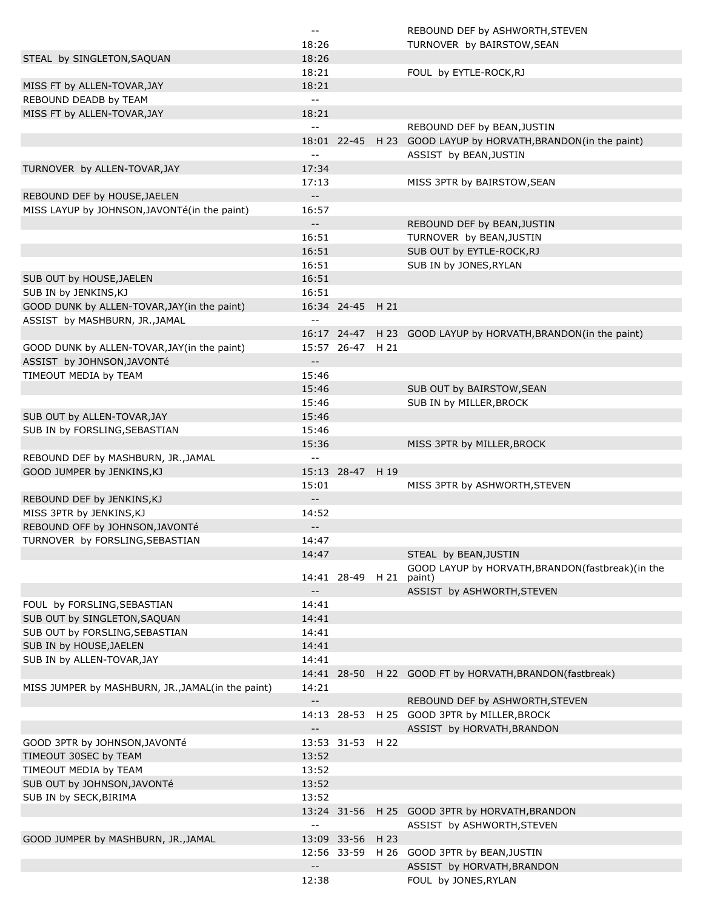| | | | | |
|---|---|---|---|---|
| | -- | | | REBOUND DEF by ASHWORTH,STEVEN |
| | 18:26 | | | TURNOVER by BAIRSTOW,SEAN |
| STEAL by SINGLETON,SAQUAN | 18:26 | | | |
| | 18:21 | | | FOUL by EYTLE-ROCK,RJ |
| MISS FT by ALLEN-TOVAR,JAY | 18:21 | | | |
| REBOUND DEADB by TEAM | -- | | | |
| MISS FT by ALLEN-TOVAR,JAY | 18:21 | | | |
| | -- | | | REBOUND DEF by BEAN,JUSTIN |
| | 18:01 | 22-45 | H 23 | GOOD LAYUP by HORVATH,BRANDON(in the paint) |
| | -- | | | ASSIST by BEAN,JUSTIN |
| TURNOVER by ALLEN-TOVAR,JAY | 17:34 | | | |
| | 17:13 | | | MISS 3PTR by BAIRSTOW,SEAN |
| REBOUND DEF by HOUSE,JAELEN | -- | | | |
| MISS LAYUP by JOHNSON,JAVONTé(in the paint) | 16:57 | | | |
| | -- | | | REBOUND DEF by BEAN,JUSTIN |
| | 16:51 | | | TURNOVER by BEAN,JUSTIN |
| | 16:51 | | | SUB OUT by EYTLE-ROCK,RJ |
| | 16:51 | | | SUB IN by JONES,RYLAN |
| SUB OUT by HOUSE,JAELEN | 16:51 | | | |
| SUB IN by JENKINS,KJ | 16:51 | | | |
| GOOD DUNK by ALLEN-TOVAR,JAY(in the paint) | 16:34 | 24-45 | H 21 | |
| ASSIST by MASHBURN, JR.,JAMAL | -- | | | |
| | 16:17 | 24-47 | H 23 | GOOD LAYUP by HORVATH,BRANDON(in the paint) |
| GOOD DUNK by ALLEN-TOVAR,JAY(in the paint) | 15:57 | 26-47 | H 21 | |
| ASSIST by JOHNSON,JAVONTé | -- | | | |
| TIMEOUT MEDIA by TEAM | 15:46 | | | |
| | 15:46 | | | SUB OUT by BAIRSTOW,SEAN |
| | 15:46 | | | SUB IN by MILLER,BROCK |
| SUB OUT by ALLEN-TOVAR,JAY | 15:46 | | | |
| SUB IN by FORSLING,SEBASTIAN | 15:46 | | | |
| | 15:36 | | | MISS 3PTR by MILLER,BROCK |
| REBOUND DEF by MASHBURN, JR.,JAMAL | -- | | | |
| GOOD JUMPER by JENKINS,KJ | 15:13 | 28-47 | H 19 | |
| | 15:01 | | | MISS 3PTR by ASHWORTH,STEVEN |
| REBOUND DEF by JENKINS,KJ | -- | | | |
| MISS 3PTR by JENKINS,KJ | 14:52 | | | |
| REBOUND OFF by JOHNSON,JAVONTé | -- | | | |
| TURNOVER by FORSLING,SEBASTIAN | 14:47 | | | |
| | 14:47 | | | STEAL by BEAN,JUSTIN |
| | 14:41 | 28-49 | H 21 | GOOD LAYUP by HORVATH,BRANDON(fastbreak)(in the paint) |
| | -- | | | ASSIST by ASHWORTH,STEVEN |
| FOUL by FORSLING,SEBASTIAN | 14:41 | | | |
| SUB OUT by SINGLETON,SAQUAN | 14:41 | | | |
| SUB OUT by FORSLING,SEBASTIAN | 14:41 | | | |
| SUB IN by HOUSE,JAELEN | 14:41 | | | |
| SUB IN by ALLEN-TOVAR,JAY | 14:41 | | | |
| | 14:41 | 28-50 | H 22 | GOOD FT by HORVATH,BRANDON(fastbreak) |
| MISS JUMPER by MASHBURN, JR.,JAMAL(in the paint) | 14:21 | | | |
| | -- | | | REBOUND DEF by ASHWORTH,STEVEN |
| | 14:13 | 28-53 | H 25 | GOOD 3PTR by MILLER,BROCK |
| | -- | | | ASSIST by HORVATH,BRANDON |
| GOOD 3PTR by JOHNSON,JAVONTé | 13:53 | 31-53 | H 22 | |
| TIMEOUT 30SEC by TEAM | 13:52 | | | |
| TIMEOUT MEDIA by TEAM | 13:52 | | | |
| SUB OUT by JOHNSON,JAVONTé | 13:52 | | | |
| SUB IN by SECK,BIRIMA | 13:52 | | | |
| | 13:24 | 31-56 | H 25 | GOOD 3PTR by HORVATH,BRANDON |
| | -- | | | ASSIST by ASHWORTH,STEVEN |
| GOOD JUMPER by MASHBURN, JR.,JAMAL | 13:09 | 33-56 | H 23 | |
| | 12:56 | 33-59 | H 26 | GOOD 3PTR by BEAN,JUSTIN |
| | -- | | | ASSIST by HORVATH,BRANDON |
| | 12:38 | | | FOUL by JONES,RYLAN |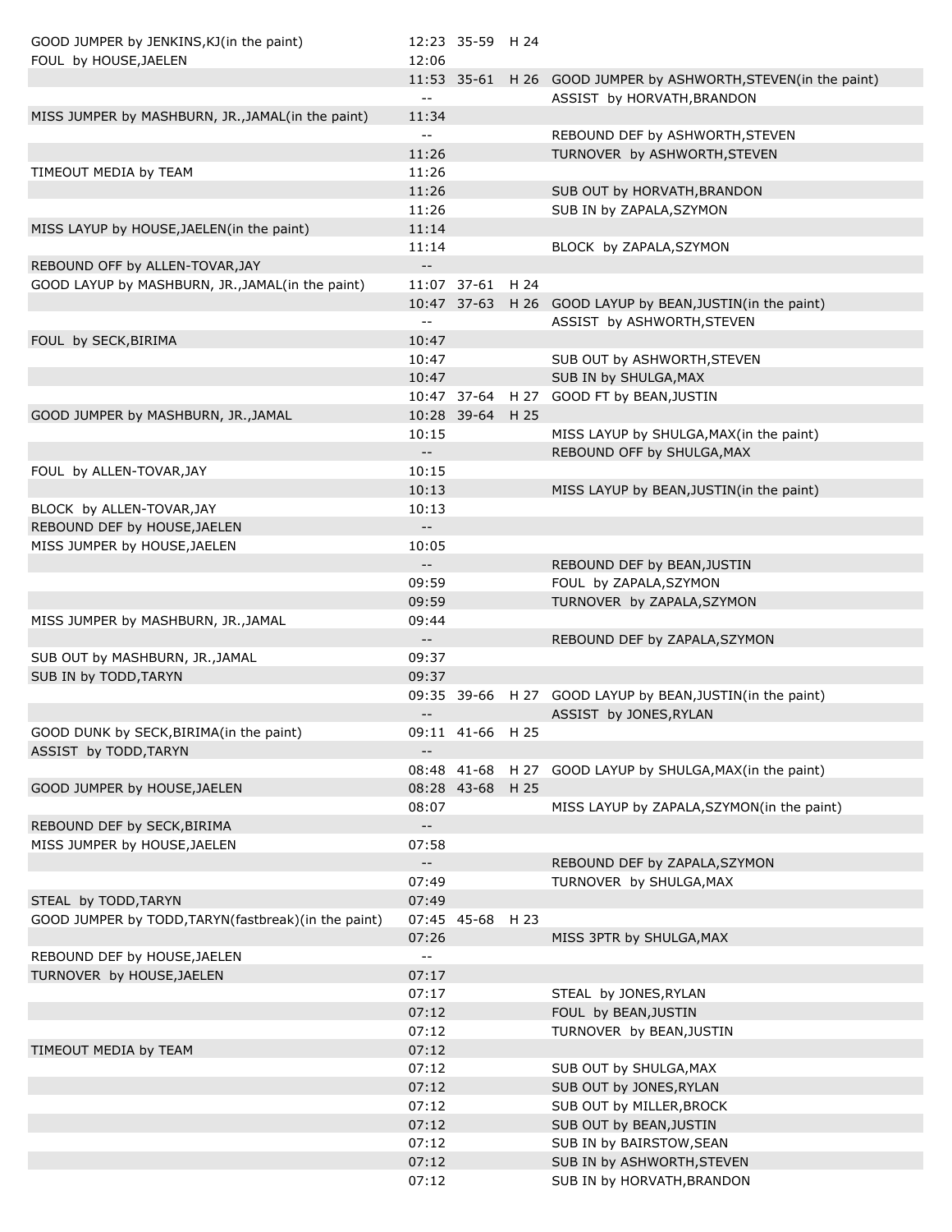| Visitor | Time | Score | Lead | Home |
|---|---|---|---|---|
| GOOD JUMPER by JENKINS,KJ(in the paint) | 12:23 | 35-59 | H 24 | |
| FOUL by HOUSE,JAELEN | 12:06 | | | |
| | 11:53 | 35-61 | H 26 | GOOD JUMPER by ASHWORTH,STEVEN(in the paint) |
| | -- | | | ASSIST by HORVATH,BRANDON |
| MISS JUMPER by MASHBURN, JR.,JAMAL(in the paint) | 11:34 | | | |
| | -- | | | REBOUND DEF by ASHWORTH,STEVEN |
| | 11:26 | | | TURNOVER by ASHWORTH,STEVEN |
| TIMEOUT MEDIA by TEAM | 11:26 | | | |
| | 11:26 | | | SUB OUT by HORVATH,BRANDON |
| | 11:26 | | | SUB IN by ZAPALA,SZYMON |
| MISS LAYUP by HOUSE,JAELEN(in the paint) | 11:14 | | | |
| | 11:14 | | | BLOCK by ZAPALA,SZYMON |
| REBOUND OFF by ALLEN-TOVAR,JAY | -- | | | |
| GOOD LAYUP by MASHBURN, JR.,JAMAL(in the paint) | 11:07 | 37-61 | H 24 | |
| | 10:47 | 37-63 | H 26 | GOOD LAYUP by BEAN,JUSTIN(in the paint) |
| | -- | | | ASSIST by ASHWORTH,STEVEN |
| FOUL by SECK,BIRIMA | 10:47 | | | |
| | 10:47 | | | SUB OUT by ASHWORTH,STEVEN |
| | 10:47 | | | SUB IN by SHULGA,MAX |
| | 10:47 | 37-64 | H 27 | GOOD FT by BEAN,JUSTIN |
| GOOD JUMPER by MASHBURN, JR.,JAMAL | 10:28 | 39-64 | H 25 | |
| | 10:15 | | | MISS LAYUP by SHULGA,MAX(in the paint) |
| | -- | | | REBOUND OFF by SHULGA,MAX |
| FOUL by ALLEN-TOVAR,JAY | 10:15 | | | |
| | 10:13 | | | MISS LAYUP by BEAN,JUSTIN(in the paint) |
| BLOCK by ALLEN-TOVAR,JAY | 10:13 | | | |
| REBOUND DEF by HOUSE,JAELEN | -- | | | |
| MISS JUMPER by HOUSE,JAELEN | 10:05 | | | |
| | -- | | | REBOUND DEF by BEAN,JUSTIN |
| | 09:59 | | | FOUL by ZAPALA,SZYMON |
| | 09:59 | | | TURNOVER by ZAPALA,SZYMON |
| MISS JUMPER by MASHBURN, JR.,JAMAL | 09:44 | | | |
| | -- | | | REBOUND DEF by ZAPALA,SZYMON |
| SUB OUT by MASHBURN, JR.,JAMAL | 09:37 | | | |
| SUB IN by TODD,TARYN | 09:37 | | | |
| | 09:35 | 39-66 | H 27 | GOOD LAYUP by BEAN,JUSTIN(in the paint) |
| | -- | | | ASSIST by JONES,RYLAN |
| GOOD DUNK by SECK,BIRIMA(in the paint) | 09:11 | 41-66 | H 25 | |
| ASSIST by TODD,TARYN | -- | | | |
| | 08:48 | 41-68 | H 27 | GOOD LAYUP by SHULGA,MAX(in the paint) |
| GOOD JUMPER by HOUSE,JAELEN | 08:28 | 43-68 | H 25 | |
| | 08:07 | | | MISS LAYUP by ZAPALA,SZYMON(in the paint) |
| REBOUND DEF by SECK,BIRIMA | -- | | | |
| MISS JUMPER by HOUSE,JAELEN | 07:58 | | | |
| | -- | | | REBOUND DEF by ZAPALA,SZYMON |
| | 07:49 | | | TURNOVER by SHULGA,MAX |
| STEAL by TODD,TARYN | 07:49 | | | |
| GOOD JUMPER by TODD,TARYN(fastbreak)(in the paint) | 07:45 | 45-68 | H 23 | |
| | 07:26 | | | MISS 3PTR by SHULGA,MAX |
| REBOUND DEF by HOUSE,JAELEN | -- | | | |
| TURNOVER by HOUSE,JAELEN | 07:17 | | | |
| | 07:17 | | | STEAL by JONES,RYLAN |
| | 07:12 | | | FOUL by BEAN,JUSTIN |
| | 07:12 | | | TURNOVER by BEAN,JUSTIN |
| TIMEOUT MEDIA by TEAM | 07:12 | | | |
| | 07:12 | | | SUB OUT by SHULGA,MAX |
| | 07:12 | | | SUB OUT by JONES,RYLAN |
| | 07:12 | | | SUB OUT by MILLER,BROCK |
| | 07:12 | | | SUB OUT by BEAN,JUSTIN |
| | 07:12 | | | SUB IN by BAIRSTOW,SEAN |
| | 07:12 | | | SUB IN by ASHWORTH,STEVEN |
| | 07:12 | | | SUB IN by HORVATH,BRANDON |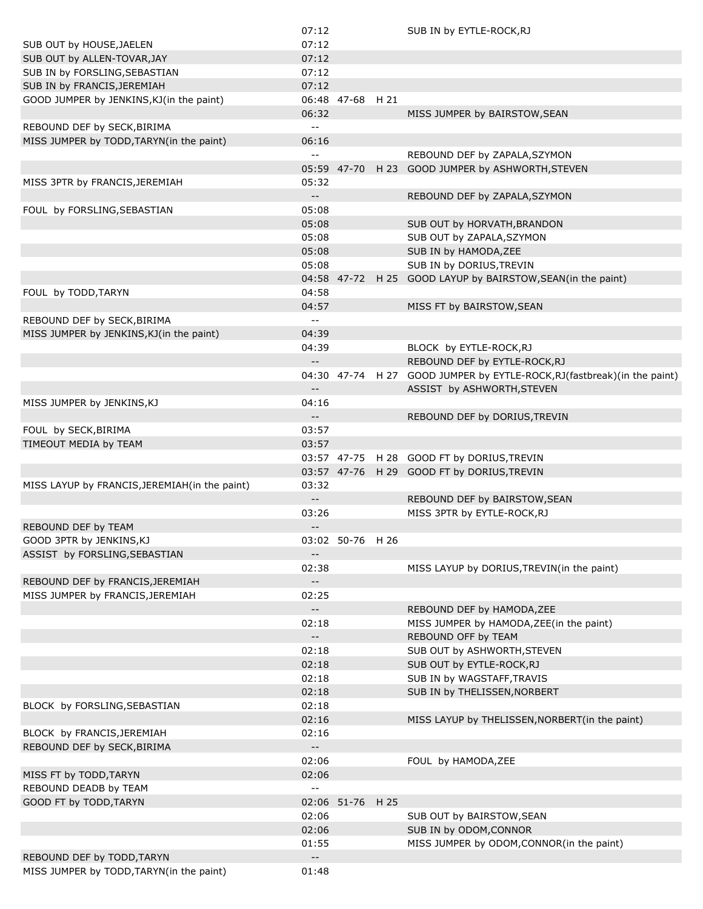| | | | | |
|---|---|---|---|---|
| | 07:12 | | | SUB IN by EYTLE-ROCK,RJ |
| SUB OUT by HOUSE,JAELEN | 07:12 | | | |
| SUB OUT by ALLEN-TOVAR,JAY | 07:12 | | | |
| SUB IN by FORSLING,SEBASTIAN | 07:12 | | | |
| SUB IN by FRANCIS,JEREMIAH | 07:12 | | | |
| GOOD JUMPER by JENKINS,KJ(in the paint) | 06:48 | 47-68 | H 21 | |
| | 06:32 | | | MISS JUMPER by BAIRSTOW,SEAN |
| REBOUND DEF by SECK,BIRIMA | -- | | | |
| MISS JUMPER by TODD,TARYN(in the paint) | 06:16 | | | |
| | -- | | | REBOUND DEF by ZAPALA,SZYMON |
| | 05:59 | 47-70 | H 23 | GOOD JUMPER by ASHWORTH,STEVEN |
| MISS 3PTR by FRANCIS,JEREMIAH | 05:32 | | | |
| | -- | | | REBOUND DEF by ZAPALA,SZYMON |
| FOUL by FORSLING,SEBASTIAN | 05:08 | | | |
| | 05:08 | | | SUB OUT by HORVATH,BRANDON |
| | 05:08 | | | SUB OUT by ZAPALA,SZYMON |
| | 05:08 | | | SUB IN by HAMODA,ZEE |
| | 05:08 | | | SUB IN by DORIUS,TREVIN |
| | 04:58 | 47-72 | H 25 | GOOD LAYUP by BAIRSTOW,SEAN(in the paint) |
| FOUL by TODD,TARYN | 04:58 | | | |
| | 04:57 | | | MISS FT by BAIRSTOW,SEAN |
| REBOUND DEF by SECK,BIRIMA | -- | | | |
| MISS JUMPER by JENKINS,KJ(in the paint) | 04:39 | | | |
| | 04:39 | | | BLOCK by EYTLE-ROCK,RJ |
| | -- | | | REBOUND DEF by EYTLE-ROCK,RJ |
| | 04:30 | 47-74 | H 27 | GOOD JUMPER by EYTLE-ROCK,RJ(fastbreak)(in the paint) |
| | -- | | | ASSIST by ASHWORTH,STEVEN |
| MISS JUMPER by JENKINS,KJ | 04:16 | | | |
| | -- | | | REBOUND DEF by DORIUS,TREVIN |
| FOUL by SECK,BIRIMA | 03:57 | | | |
| TIMEOUT MEDIA by TEAM | 03:57 | | | |
| | 03:57 | 47-75 | H 28 | GOOD FT by DORIUS,TREVIN |
| | 03:57 | 47-76 | H 29 | GOOD FT by DORIUS,TREVIN |
| MISS LAYUP by FRANCIS,JEREMIAH(in the paint) | 03:32 | | | |
| | -- | | | REBOUND DEF by BAIRSTOW,SEAN |
| | 03:26 | | | MISS 3PTR by EYTLE-ROCK,RJ |
| REBOUND DEF by TEAM | -- | | | |
| GOOD 3PTR by JENKINS,KJ | 03:02 | 50-76 | H 26 | |
| ASSIST by FORSLING,SEBASTIAN | -- | | | |
| | 02:38 | | | MISS LAYUP by DORIUS,TREVIN(in the paint) |
| REBOUND DEF by FRANCIS,JEREMIAH | -- | | | |
| MISS JUMPER by FRANCIS,JEREMIAH | 02:25 | | | |
| | -- | | | REBOUND DEF by HAMODA,ZEE |
| | 02:18 | | | MISS JUMPER by HAMODA,ZEE(in the paint) |
| | -- | | | REBOUND OFF by TEAM |
| | 02:18 | | | SUB OUT by ASHWORTH,STEVEN |
| | 02:18 | | | SUB OUT by EYTLE-ROCK,RJ |
| | 02:18 | | | SUB IN by WAGSTAFF,TRAVIS |
| | 02:18 | | | SUB IN by THELISSEN,NORBERT |
| BLOCK by FORSLING,SEBASTIAN | 02:18 | | | |
| | 02:16 | | | MISS LAYUP by THELISSEN,NORBERT(in the paint) |
| BLOCK by FRANCIS,JEREMIAH | 02:16 | | | |
| REBOUND DEF by SECK,BIRIMA | -- | | | |
| | 02:06 | | | FOUL by HAMODA,ZEE |
| MISS FT by TODD,TARYN | 02:06 | | | |
| REBOUND DEADB by TEAM | -- | | | |
| GOOD FT by TODD,TARYN | 02:06 | 51-76 | H 25 | |
| | 02:06 | | | SUB OUT by BAIRSTOW,SEAN |
| | 02:06 | | | SUB IN by ODOM,CONNOR |
| | 01:55 | | | MISS JUMPER by ODOM,CONNOR(in the paint) |
| REBOUND DEF by TODD,TARYN | -- | | | |
| MISS JUMPER by TODD,TARYN(in the paint) | 01:48 | | | |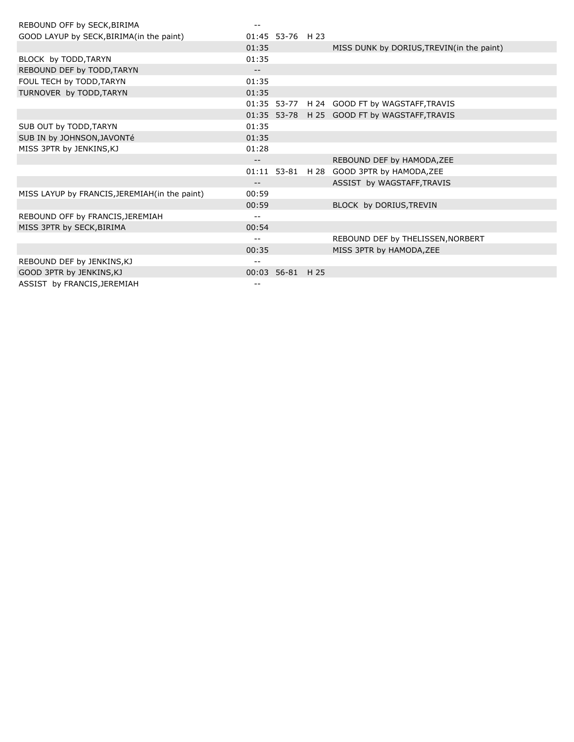| | | | | |
|---|---|---|---|---|
| REBOUND OFF by SECK,BIRIMA | -- | | | |
| GOOD LAYUP by SECK,BIRIMA(in the paint) | 01:45 | 53-76 | H 23 | |
| | 01:35 | | | MISS DUNK by DORIUS,TREVIN(in the paint) |
| BLOCK by TODD,TARYN | 01:35 | | | |
| REBOUND DEF by TODD,TARYN | -- | | | |
| FOUL TECH by TODD,TARYN | 01:35 | | | |
| TURNOVER by TODD,TARYN | 01:35 | | | |
| | 01:35 | 53-77 | H 24 | GOOD FT by WAGSTAFF,TRAVIS |
| | 01:35 | 53-78 | H 25 | GOOD FT by WAGSTAFF,TRAVIS |
| SUB OUT by TODD,TARYN | 01:35 | | | |
| SUB IN by JOHNSON,JAVONTé | 01:35 | | | |
| MISS 3PTR by JENKINS,KJ | 01:28 | | | |
| | -- | | | REBOUND DEF by HAMODA,ZEE |
| | 01:11 | 53-81 | H 28 | GOOD 3PTR by HAMODA,ZEE |
| | -- | | | ASSIST by WAGSTAFF,TRAVIS |
| MISS LAYUP by FRANCIS,JEREMIAH(in the paint) | 00:59 | | | |
| | 00:59 | | | BLOCK by DORIUS,TREVIN |
| REBOUND OFF by FRANCIS,JEREMIAH | -- | | | |
| MISS 3PTR by SECK,BIRIMA | 00:54 | | | |
| | -- | | | REBOUND DEF by THELISSEN,NORBERT |
| | 00:35 | | | MISS 3PTR by HAMODA,ZEE |
| REBOUND DEF by JENKINS,KJ | -- | | | |
| GOOD 3PTR by JENKINS,KJ | 00:03 | 56-81 | H 25 | |
| ASSIST by FRANCIS,JEREMIAH | -- | | | |